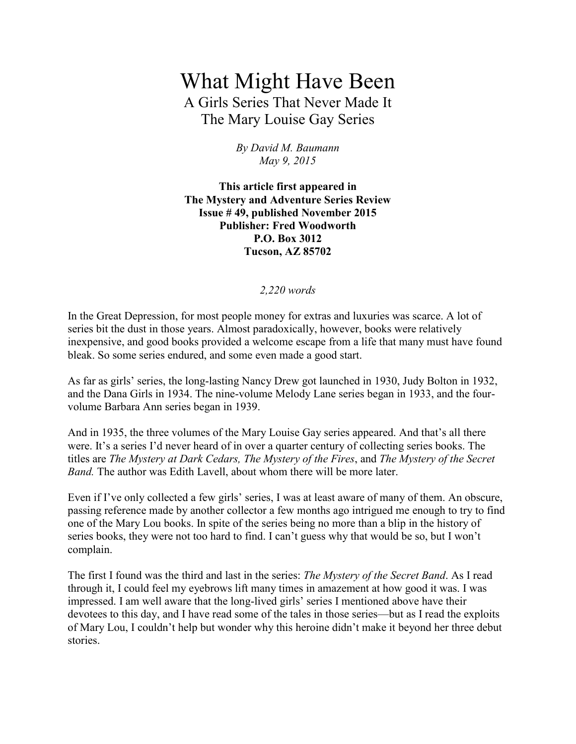# What Might Have Been

## A Girls Series That Never Made It
## The Mary Louise Gay Series

*By David M. Baumann*
*May 9, 2015*

**This article first appeared in**
**The Mystery and Adventure Series Review**
**Issue # 49, published November 2015**
**Publisher: Fred Woodworth**
**P.O. Box 3012**
**Tucson, AZ 85702**

*2,220 words*

In the Great Depression, for most people money for extras and luxuries was scarce. A lot of series bit the dust in those years. Almost paradoxically, however, books were relatively inexpensive, and good books provided a welcome escape from a life that many must have found bleak. So some series endured, and some even made a good start.

As far as girls' series, the long-lasting Nancy Drew got launched in 1930, Judy Bolton in 1932, and the Dana Girls in 1934. The nine-volume Melody Lane series began in 1933, and the four-volume Barbara Ann series began in 1939.

And in 1935, the three volumes of the Mary Louise Gay series appeared. And that's all there were. It's a series I'd never heard of in over a quarter century of collecting series books. The titles are *The Mystery at Dark Cedars, The Mystery of the Fires*, and *The Mystery of the Secret Band.* The author was Edith Lavell, about whom there will be more later.

Even if I've only collected a few girls' series, I was at least aware of many of them. An obscure, passing reference made by another collector a few months ago intrigued me enough to try to find one of the Mary Lou books. In spite of the series being no more than a blip in the history of series books, they were not too hard to find. I can't guess why that would be so, but I won't complain.

The first I found was the third and last in the series: *The Mystery of the Secret Band*. As I read through it, I could feel my eyebrows lift many times in amazement at how good it was. I was impressed. I am well aware that the long-lived girls' series I mentioned above have their devotees to this day, and I have read some of the tales in those series—but as I read the exploits of Mary Lou, I couldn't help but wonder why this heroine didn't make it beyond her three debut stories.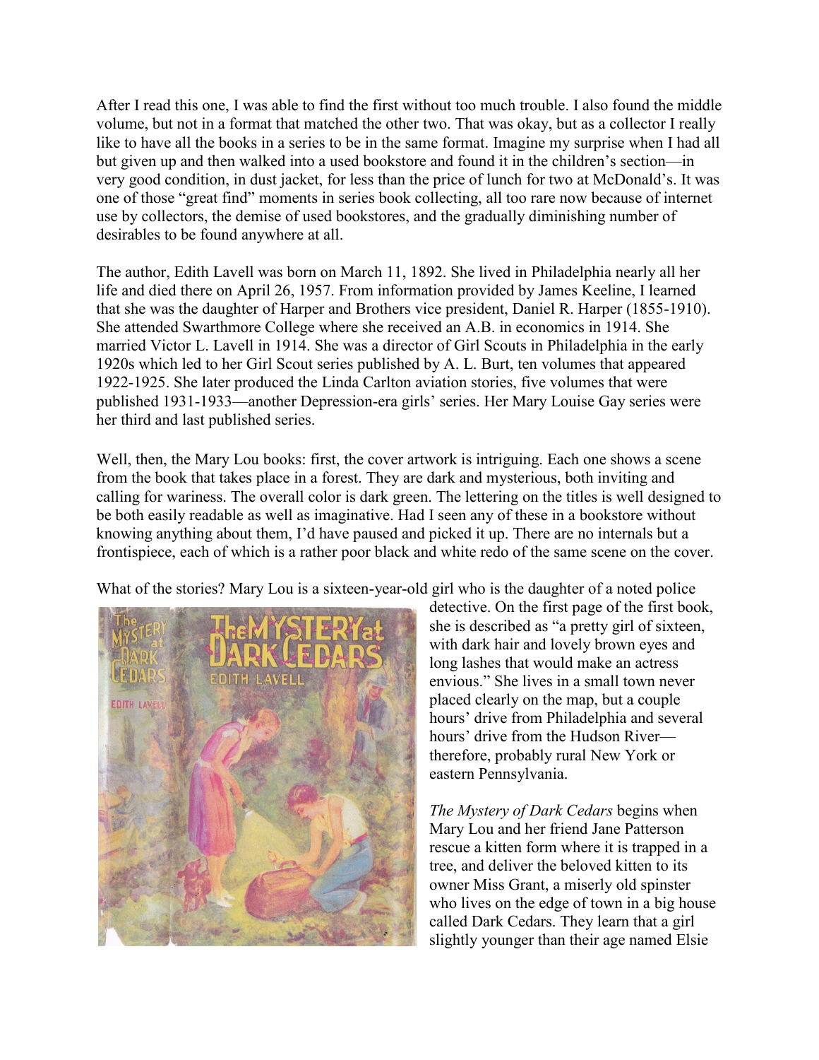After I read this one, I was able to find the first without too much trouble. I also found the middle volume, but not in a format that matched the other two. That was okay, but as a collector I really like to have all the books in a series to be in the same format. Imagine my surprise when I had all but given up and then walked into a used bookstore and found it in the children's section—in very good condition, in dust jacket, for less than the price of lunch for two at McDonald's. It was one of those "great find" moments in series book collecting, all too rare now because of internet use by collectors, the demise of used bookstores, and the gradually diminishing number of desirables to be found anywhere at all.

The author, Edith Lavell was born on March 11, 1892. She lived in Philadelphia nearly all her life and died there on April 26, 1957. From information provided by James Keeline, I learned that she was the daughter of Harper and Brothers vice president, Daniel R. Harper (1855-1910). She attended Swarthmore College where she received an A.B. in economics in 1914. She married Victor L. Lavell in 1914. She was a director of Girl Scouts in Philadelphia in the early 1920s which led to her Girl Scout series published by A. L. Burt, ten volumes that appeared 1922-1925. She later produced the Linda Carlton aviation stories, five volumes that were published 1931-1933—another Depression-era girls' series. Her Mary Louise Gay series were her third and last published series.

Well, then, the Mary Lou books: first, the cover artwork is intriguing. Each one shows a scene from the book that takes place in a forest. They are dark and mysterious, both inviting and calling for wariness. The overall color is dark green. The lettering on the titles is well designed to be both easily readable as well as imaginative. Had I seen any of these in a bookstore without knowing anything about them, I'd have paused and picked it up. There are no internals but a frontispiece, each of which is a rather poor black and white redo of the same scene on the cover.

What of the stories? Mary Lou is a sixteen-year-old girl who is the daughter of a noted police detective. On the first page of the first book, she is described as "a pretty girl of sixteen, with dark hair and lovely brown eyes and long lashes that would make an actress envious." She lives in a small town never placed clearly on the map, but a couple hours' drive from Philadelphia and several hours' drive from the Hudson River—therefore, probably rural New York or eastern Pennsylvania.

*The Mystery of Dark Cedars* begins when Mary Lou and her friend Jane Patterson rescue a kitten form where it is trapped in a tree, and deliver the beloved kitten to its owner Miss Grant, a miserly old spinster who lives on the edge of town in a big house called Dark Cedars. They learn that a girl slightly younger than their age named Elsie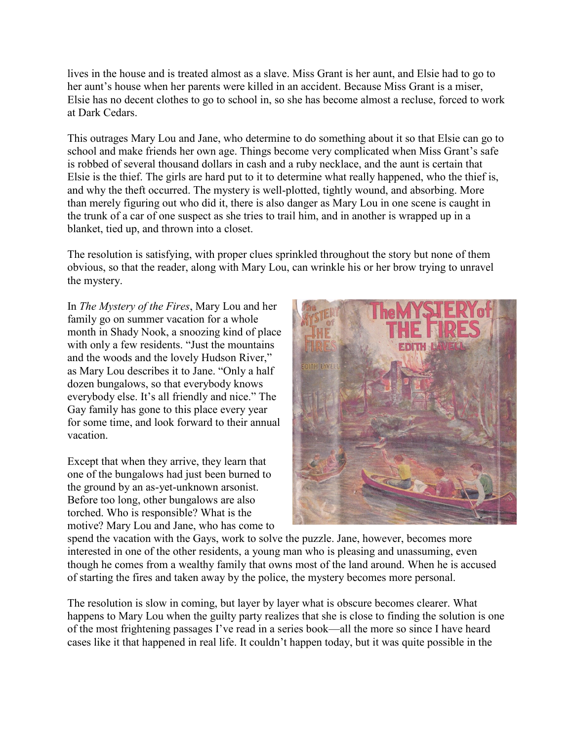lives in the house and is treated almost as a slave. Miss Grant is her aunt, and Elsie had to go to her aunt's house when her parents were killed in an accident. Because Miss Grant is a miser, Elsie has no decent clothes to go to school in, so she has become almost a recluse, forced to work at Dark Cedars.

This outrages Mary Lou and Jane, who determine to do something about it so that Elsie can go to school and make friends her own age. Things become very complicated when Miss Grant's safe is robbed of several thousand dollars in cash and a ruby necklace, and the aunt is certain that Elsie is the thief. The girls are hard put to it to determine what really happened, who the thief is, and why the theft occurred. The mystery is well-plotted, tightly wound, and absorbing. More than merely figuring out who did it, there is also danger as Mary Lou in one scene is caught in the trunk of a car of one suspect as she tries to trail him, and in another is wrapped up in a blanket, tied up, and thrown into a closet.

The resolution is satisfying, with proper clues sprinkled throughout the story but none of them obvious, so that the reader, along with Mary Lou, can wrinkle his or her brow trying to unravel the mystery.

In *The Mystery of the Fires*, Mary Lou and her family go on summer vacation for a whole month in Shady Nook, a snoozing kind of place with only a few residents. "Just the mountains and the woods and the lovely Hudson River," as Mary Lou describes it to Jane. "Only a half dozen bungalows, so that everybody knows everybody else. It's all friendly and nice." The Gay family has gone to this place every year for some time, and look forward to their annual vacation.

Except that when they arrive, they learn that one of the bungalows had just been burned to the ground by an as-yet-unknown arsonist. Before too long, other bungalows are also torched. Who is responsible? What is the motive? Mary Lou and Jane, who has come to spend the vacation with the Gays, work to solve the puzzle. Jane, however, becomes more interested in one of the other residents, a young man who is pleasing and unassuming, even though he comes from a wealthy family that owns most of the land around. When he is accused of starting the fires and taken away by the police, the mystery becomes more personal.

The resolution is slow in coming, but layer by layer what is obscure becomes clearer. What happens to Mary Lou when the guilty party realizes that she is close to finding the solution is one of the most frightening passages I've read in a series book—all the more so since I have heard cases like it that happened in real life. It couldn't happen today, but it was quite possible in the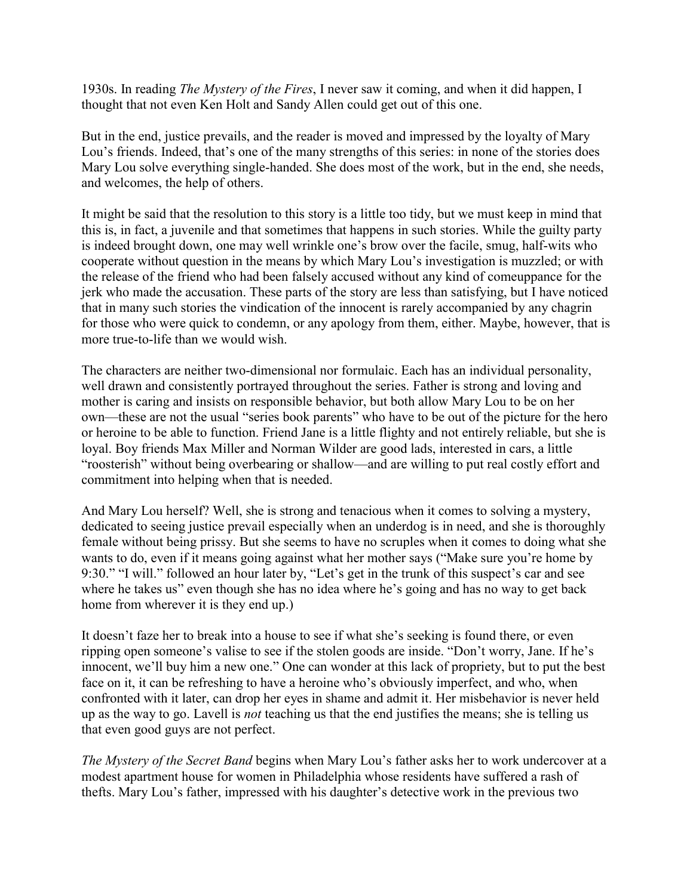1930s. In reading *The Mystery of the Fires*, I never saw it coming, and when it did happen, I thought that not even Ken Holt and Sandy Allen could get out of this one.

But in the end, justice prevails, and the reader is moved and impressed by the loyalty of Mary Lou's friends. Indeed, that's one of the many strengths of this series: in none of the stories does Mary Lou solve everything single-handed. She does most of the work, but in the end, she needs, and welcomes, the help of others.

It might be said that the resolution to this story is a little too tidy, but we must keep in mind that this is, in fact, a juvenile and that sometimes that happens in such stories. While the guilty party is indeed brought down, one may well wrinkle one's brow over the facile, smug, half-wits who cooperate without question in the means by which Mary Lou's investigation is muzzled; or with the release of the friend who had been falsely accused without any kind of comeuppance for the jerk who made the accusation. These parts of the story are less than satisfying, but I have noticed that in many such stories the vindication of the innocent is rarely accompanied by any chagrin for those who were quick to condemn, or any apology from them, either. Maybe, however, that is more true-to-life than we would wish.

The characters are neither two-dimensional nor formulaic. Each has an individual personality, well drawn and consistently portrayed throughout the series. Father is strong and loving and mother is caring and insists on responsible behavior, but both allow Mary Lou to be on her own—these are not the usual "series book parents" who have to be out of the picture for the hero or heroine to be able to function. Friend Jane is a little flighty and not entirely reliable, but she is loyal. Boy friends Max Miller and Norman Wilder are good lads, interested in cars, a little "roosterish" without being overbearing or shallow—and are willing to put real costly effort and commitment into helping when that is needed.

And Mary Lou herself? Well, she is strong and tenacious when it comes to solving a mystery, dedicated to seeing justice prevail especially when an underdog is in need, and she is thoroughly female without being prissy. But she seems to have no scruples when it comes to doing what she wants to do, even if it means going against what her mother says ("Make sure you're home by 9:30." "I will." followed an hour later by, "Let's get in the trunk of this suspect's car and see where he takes us" even though she has no idea where he's going and has no way to get back home from wherever it is they end up.)

It doesn't faze her to break into a house to see if what she's seeking is found there, or even ripping open someone's valise to see if the stolen goods are inside. "Don't worry, Jane. If he's innocent, we'll buy him a new one." One can wonder at this lack of propriety, but to put the best face on it, it can be refreshing to have a heroine who's obviously imperfect, and who, when confronted with it later, can drop her eyes in shame and admit it. Her misbehavior is never held up as the way to go. Lavell is *not* teaching us that the end justifies the means; she is telling us that even good guys are not perfect.

*The Mystery of the Secret Band* begins when Mary Lou's father asks her to work undercover at a modest apartment house for women in Philadelphia whose residents have suffered a rash of thefts. Mary Lou's father, impressed with his daughter's detective work in the previous two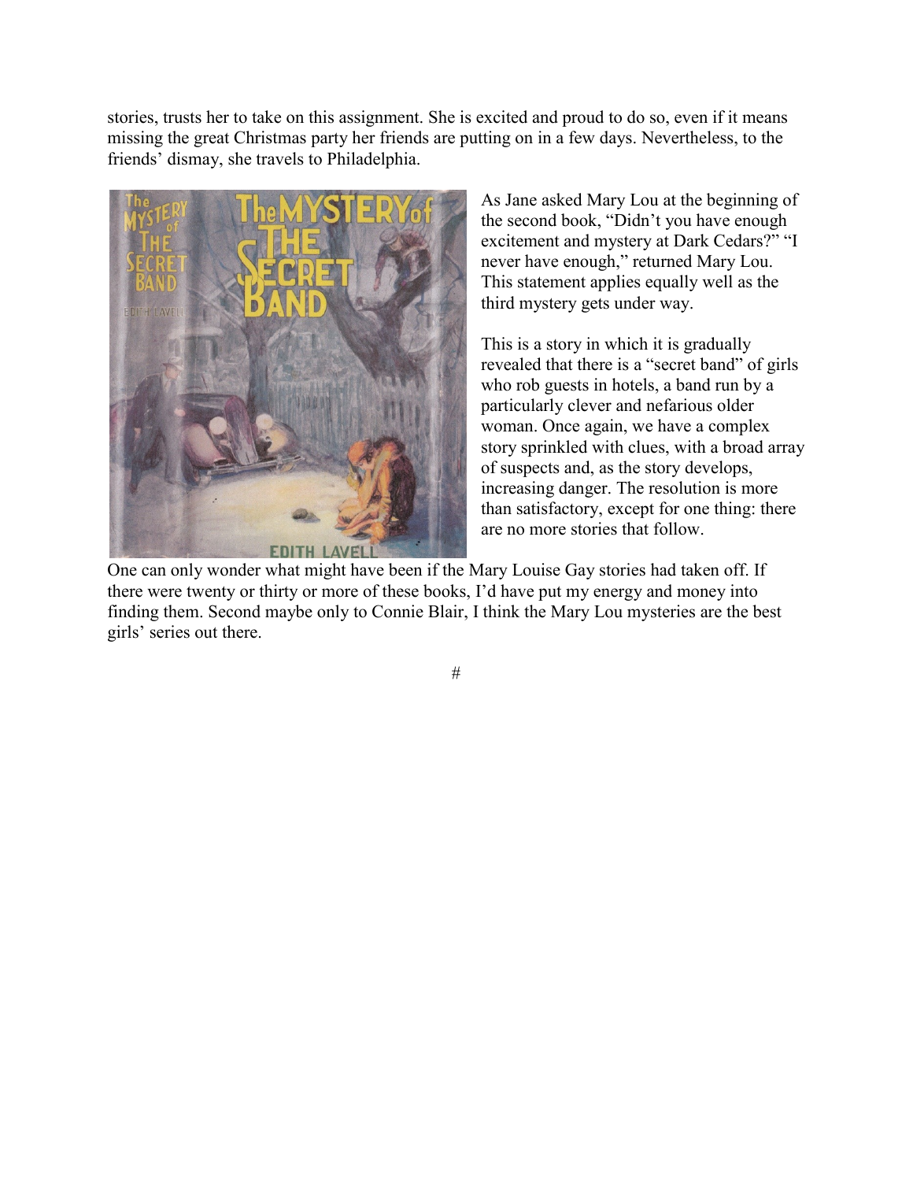stories, trusts her to take on this assignment. She is excited and proud to do so, even if it means missing the great Christmas party her friends are putting on in a few days. Nevertheless, to the friends' dismay, she travels to Philadelphia.

As Jane asked Mary Lou at the beginning of the second book, "Didn't you have enough excitement and mystery at Dark Cedars?" "I never have enough," returned Mary Lou. This statement applies equally well as the third mystery gets under way.

This is a story in which it is gradually revealed that there is a "secret band" of girls who rob guests in hotels, a band run by a particularly clever and nefarious older woman. Once again, we have a complex story sprinkled with clues, with a broad array of suspects and, as the story develops, increasing danger. The resolution is more than satisfactory, except for one thing: there are no more stories that follow.

One can only wonder what might have been if the Mary Louise Gay stories had taken off. If there were twenty or thirty or more of these books, I'd have put my energy and money into finding them. Second maybe only to Connie Blair, I think the Mary Lou mysteries are the best girls' series out there.

#